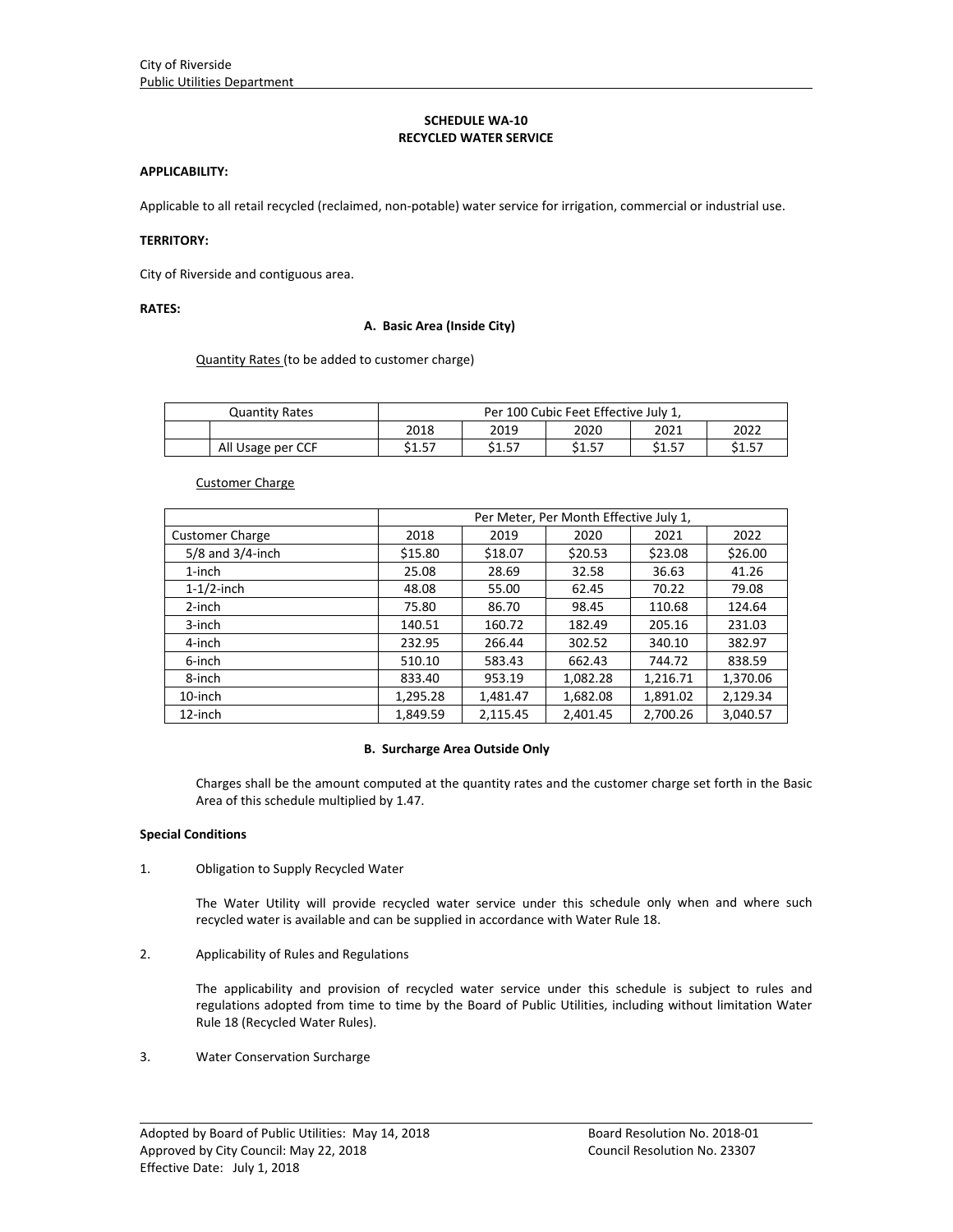City of Riverside
Public Utilities Department

## SCHEDULE WA-10
## RECYCLED WATER SERVICE

**APPLICABILITY:**

Applicable to all retail recycled (reclaimed, non-potable) water service for irrigation, commercial or industrial use.

**TERRITORY:**

City of Riverside and contiguous area.

**RATES:**

### A. Basic Area (Inside City)

Quantity Rates (to be added to customer charge)

| Quantity Rates | | Per 100 Cubic Feet Effective July 1, | | | | |
|---|---|---|---|---|---|---|
| | | 2018 | 2019 | 2020 | 2021 | 2022 |
| | All Usage per CCF | $1.57 | $1.57 | $1.57 | $1.57 | $1.57 |

Customer Charge

| | Per Meter, Per Month Effective July 1, | | | | |
|---|---|---|---|---|---|
| Customer Charge | 2018 | 2019 | 2020 | 2021 | 2022 |
| 5/8 and 3/4-inch | $15.80 | $18.07 | $20.53 | $23.08 | $26.00 |
| 1-inch | 25.08 | 28.69 | 32.58 | 36.63 | 41.26 |
| 1-1/2-inch | 48.08 | 55.00 | 62.45 | 70.22 | 79.08 |
| 2-inch | 75.80 | 86.70 | 98.45 | 110.68 | 124.64 |
| 3-inch | 140.51 | 160.72 | 182.49 | 205.16 | 231.03 |
| 4-inch | 232.95 | 266.44 | 302.52 | 340.10 | 382.97 |
| 6-inch | 510.10 | 583.43 | 662.43 | 744.72 | 838.59 |
| 8-inch | 833.40 | 953.19 | 1,082.28 | 1,216.71 | 1,370.06 |
| 10-inch | 1,295.28 | 1,481.47 | 1,682.08 | 1,891.02 | 2,129.34 |
| 12-inch | 1,849.59 | 2,115.45 | 2,401.45 | 2,700.26 | 3,040.57 |

### B. Surcharge Area Outside Only

Charges shall be the amount computed at the quantity rates and the customer charge set forth in the Basic Area of this schedule multiplied by 1.47.

**Special Conditions**

1. Obligation to Supply Recycled Water

   The Water Utility will provide recycled water service under this schedule only when and where such recycled water is available and can be supplied in accordance with Water Rule 18.

2. Applicability of Rules and Regulations

   The applicability and provision of recycled water service under this schedule is subject to rules and regulations adopted from time to time by the Board of Public Utilities, including without limitation Water Rule 18 (Recycled Water Rules).

3. Water Conservation Surcharge

Adopted by Board of Public Utilities: May 14, 2018 — Board Resolution No. 2018-01
Approved by City Council: May 22, 2018 — Council Resolution No. 23307
Effective Date: July 1, 2018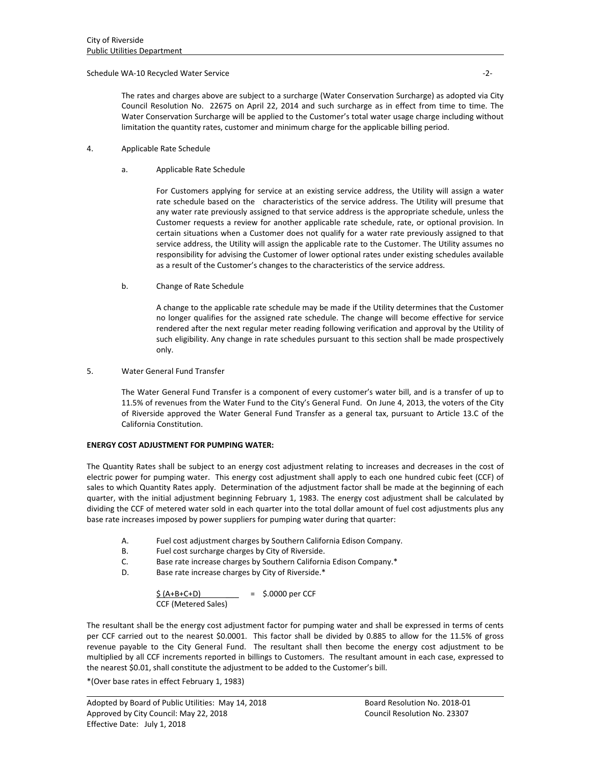The rates and charges above are subject to a surcharge (Water Conservation Surcharge) as adopted via City Council Resolution No. 22675 on April 22, 2014 and such surcharge as in effect from time to time. The Water Conservation Surcharge will be applied to the Customer's total water usage charge including without limitation the quantity rates, customer and minimum charge for the applicable billing period.

4. Applicable Rate Schedule

   a. Applicable Rate Schedule

      For Customers applying for service at an existing service address, the Utility will assign a water rate schedule based on the characteristics of the service address. The Utility will presume that any water rate previously assigned to that service address is the appropriate schedule, unless the Customer requests a review for another applicable rate schedule, rate, or optional provision. In certain situations when a Customer does not qualify for a water rate previously assigned to that service address, the Utility will assign the applicable rate to the Customer. The Utility assumes no responsibility for advising the Customer of lower optional rates under existing schedules available as a result of the Customer's changes to the characteristics of the service address.

   b. Change of Rate Schedule

      A change to the applicable rate schedule may be made if the Utility determines that the Customer no longer qualifies for the assigned rate schedule. The change will become effective for service rendered after the next regular meter reading following verification and approval by the Utility of such eligibility. Any change in rate schedules pursuant to this section shall be made prospectively only.

5. Water General Fund Transfer

   The Water General Fund Transfer is a component of every customer's water bill, and is a transfer of up to 11.5% of revenues from the Water Fund to the City's General Fund. On June 4, 2013, the voters of the City of Riverside approved the Water General Fund Transfer as a general tax, pursuant to Article 13.C of the California Constitution.

**ENERGY COST ADJUSTMENT FOR PUMPING WATER:**

The Quantity Rates shall be subject to an energy cost adjustment relating to increases and decreases in the cost of electric power for pumping water. This energy cost adjustment shall apply to each one hundred cubic feet (CCF) of sales to which Quantity Rates apply. Determination of the adjustment factor shall be made at the beginning of each quarter, with the initial adjustment beginning February 1, 1983. The energy cost adjustment shall be calculated by dividing the CCF of metered water sold in each quarter into the total dollar amount of fuel cost adjustments plus any base rate increases imposed by power suppliers for pumping water during that quarter:

A. Fuel cost adjustment charges by Southern California Edison Company.
B. Fuel cost surcharge charges by City of Riverside.
C. Base rate increase charges by Southern California Edison Company.*
D. Base rate increase charges by City of Riverside.*

$$\frac{\$\,(A+B+C+D)}{\text{CCF (Metered Sales)}} = \$.0000 \text{ per CCF}$$

The resultant shall be the energy cost adjustment factor for pumping water and shall be expressed in terms of cents per CCF carried out to the nearest $0.0001. This factor shall be divided by 0.885 to allow for the 11.5% of gross revenue payable to the City General Fund. The resultant shall then become the energy cost adjustment to be multiplied by all CCF increments reported in billings to Customers. The resultant amount in each case, expressed to the nearest $0.01, shall constitute the adjustment to be added to the Customer's bill.

*(Over base rates in effect February 1, 1983)

Adopted by Board of Public Utilities: May 14, 2018 | Board Resolution No. 2018-01
Approved by City Council: May 22, 2018 | Council Resolution No. 23307
Effective Date: July 1, 2018